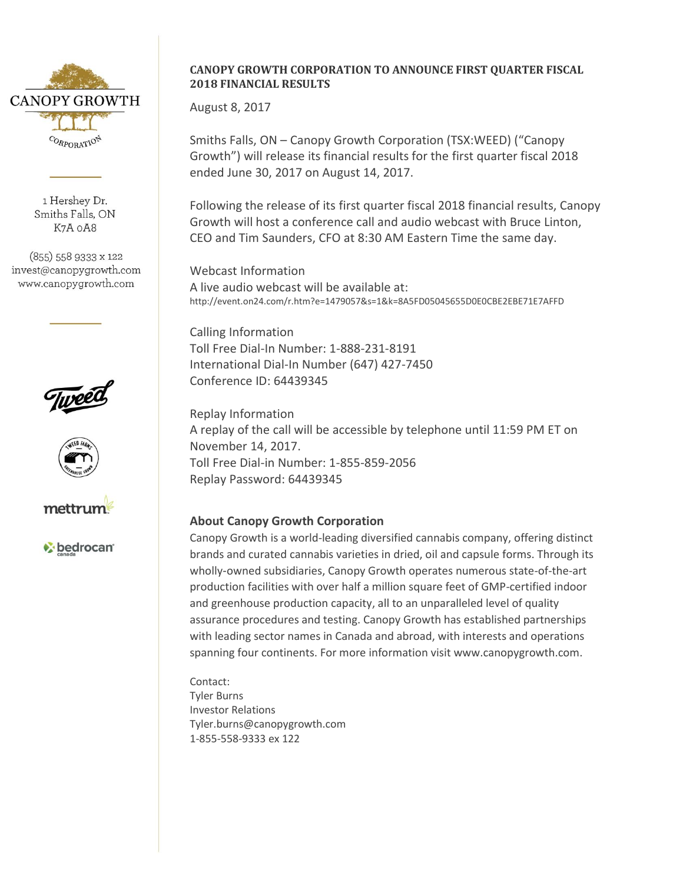CANOPY GROWTH CORPORATION

1 Hershey Dr.
Smiths Falls, ON
K7A 0A8

(855) 558 9333 x 122
invest@canopygrowth.com
www.canopygrowth.com

# CANOPY GROWTH CORPORATION TO ANNOUNCE FIRST QUARTER FISCAL 2018 FINANCIAL RESULTS

August 8, 2017

Smiths Falls, ON – Canopy Growth Corporation (TSX:WEED) ("Canopy Growth") will release its financial results for the first quarter fiscal 2018 ended June 30, 2017 on August 14, 2017.

Following the release of its first quarter fiscal 2018 financial results, Canopy Growth will host a conference call and audio webcast with Bruce Linton, CEO and Tim Saunders, CFO at 8:30 AM Eastern Time the same day.

Webcast Information
A live audio webcast will be available at:
http://event.on24.com/r.htm?e=1479057&s=1&k=8A5FD05045655D0E0CBE2EBE71E7AFFD

Calling Information
Toll Free Dial-In Number: 1-888-231-8191
International Dial-In Number (647) 427-7450
Conference ID: 64439345

Replay Information
A replay of the call will be accessible by telephone until 11:59 PM ET on November 14, 2017.
Toll Free Dial-in Number: 1-855-859-2056
Replay Password: 64439345

## About Canopy Growth Corporation

Canopy Growth is a world-leading diversified cannabis company, offering distinct brands and curated cannabis varieties in dried, oil and capsule forms. Through its wholly-owned subsidiaries, Canopy Growth operates numerous state-of-the-art production facilities with over half a million square feet of GMP-certified indoor and greenhouse production capacity, all to an unparalleled level of quality assurance procedures and testing. Canopy Growth has established partnerships with leading sector names in Canada and abroad, with interests and operations spanning four continents. For more information visit www.canopygrowth.com.

Contact:
Tyler Burns
Investor Relations
Tyler.burns@canopygrowth.com
1-855-558-9333 ex 122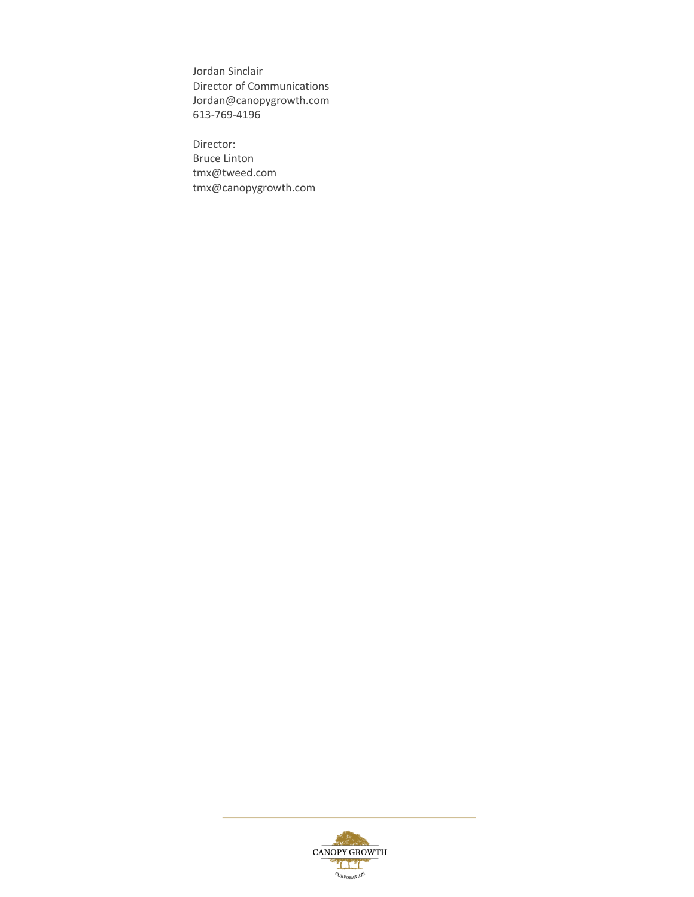Jordan Sinclair
Director of Communications
Jordan@canopygrowth.com
613-769-4196

Director:
Bruce Linton
tmx@tweed.com
tmx@canopygrowth.com